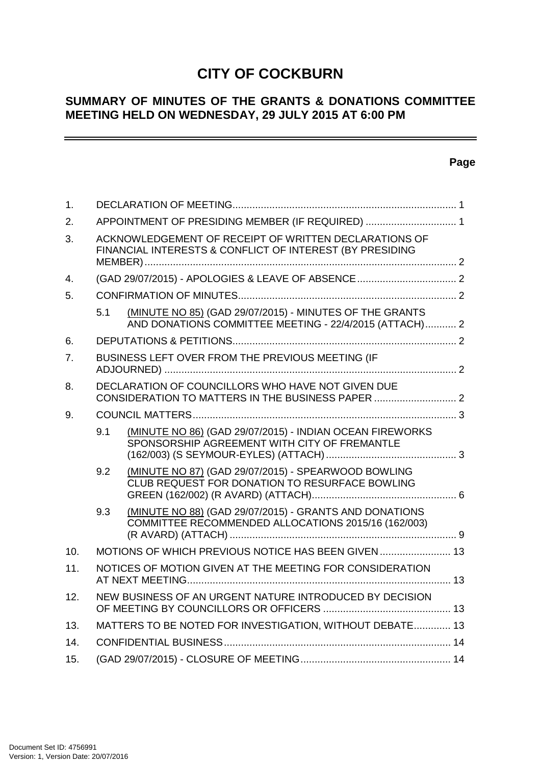# CITY OF COCKBURN

## SUMMARY OF MINUTES OF THE GRANTS & DONATIONS COMMITTEE MEETING HELD ON WEDNESDAY, 29 JULY 2015 AT 6:00 PM

**Page**

| | | | |
|---|---|---|---|
| 1. | DECLARATION OF MEETING | | 1 |
| 2. | APPOINTMENT OF PRESIDING MEMBER (IF REQUIRED) | | 1 |
| 3. | ACKNOWLEDGEMENT OF RECEIPT OF WRITTEN DECLARATIONS OF FINANCIAL INTERESTS & CONFLICT OF INTEREST (BY PRESIDING MEMBER) | | 2 |
| 4. | (GAD 29/07/2015) - APOLOGIES & LEAVE OF ABSENCE | | 2 |
| 5. | CONFIRMATION OF MINUTES | | 2 |
| | 5.1 | (MINUTE NO 85) (GAD 29/07/2015) - MINUTES OF THE GRANTS AND DONATIONS COMMITTEE MEETING - 22/4/2015 (ATTACH) | 2 |
| 6. | DEPUTATIONS & PETITIONS | | 2 |
| 7. | BUSINESS LEFT OVER FROM THE PREVIOUS MEETING (IF ADJOURNED) | | 2 |
| 8. | DECLARATION OF COUNCILLORS WHO HAVE NOT GIVEN DUE CONSIDERATION TO MATTERS IN THE BUSINESS PAPER | | 2 |
| 9. | COUNCIL MATTERS | | 3 |
| | 9.1 | (MINUTE NO 86) (GAD 29/07/2015) - INDIAN OCEAN FIREWORKS SPONSORSHIP AGREEMENT WITH CITY OF FREMANTLE (162/003) (S SEYMOUR-EYLES) (ATTACH) | 3 |
| | 9.2 | (MINUTE NO 87) (GAD 29/07/2015) - SPEARWOOD BOWLING CLUB REQUEST FOR DONATION TO RESURFACE BOWLING GREEN (162/002) (R AVARD) (ATTACH) | 6 |
| | 9.3 | (MINUTE NO 88) (GAD 29/07/2015) - GRANTS AND DONATIONS COMMITTEE RECOMMENDED ALLOCATIONS 2015/16 (162/003) (R AVARD) (ATTACH) | 9 |
| 10. | MOTIONS OF WHICH PREVIOUS NOTICE HAS BEEN GIVEN | | 13 |
| 11. | NOTICES OF MOTION GIVEN AT THE MEETING FOR CONSIDERATION AT NEXT MEETING | | 13 |
| 12. | NEW BUSINESS OF AN URGENT NATURE INTRODUCED BY DECISION OF MEETING BY COUNCILLORS OR OFFICERS | | 13 |
| 13. | MATTERS TO BE NOTED FOR INVESTIGATION, WITHOUT DEBATE | | 13 |
| 14. | CONFIDENTIAL BUSINESS | | 14 |
| 15. | (GAD 29/07/2015) - CLOSURE OF MEETING | | 14 |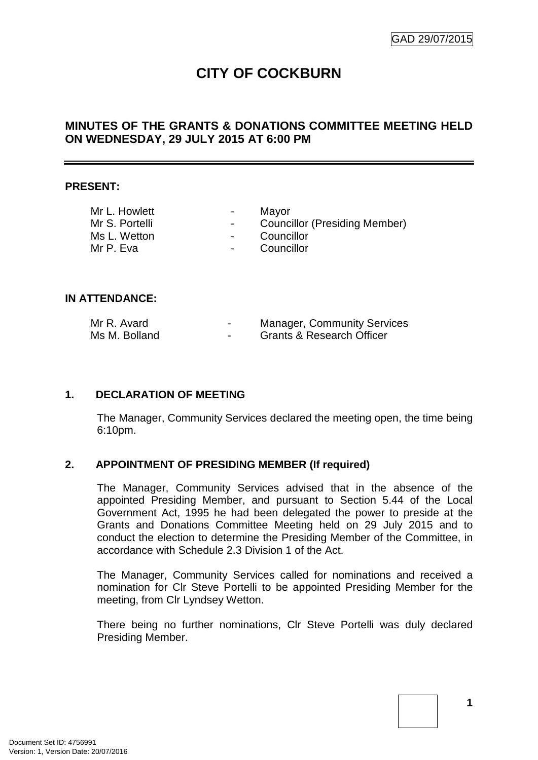GAD 29/07/2015

# CITY OF COCKBURN

## MINUTES OF THE GRANTS & DONATIONS COMMITTEE MEETING HELD ON WEDNESDAY, 29 JULY 2015 AT 6:00 PM

---

**PRESENT:**

| | | |
|---|---|---|
| Mr L. Howlett | - | Mayor |
| Mr S. Portelli | - | Councillor (Presiding Member) |
| Ms L. Wetton | - | Councillor |
| Mr P. Eva | - | Councillor |

**IN ATTENDANCE:**

| | | |
|---|---|---|
| Mr R. Avard | - | Manager, Community Services |
| Ms M. Bolland | - | Grants & Research Officer |

### 1. DECLARATION OF MEETING

The Manager, Community Services declared the meeting open, the time being 6:10pm.

### 2. APPOINTMENT OF PRESIDING MEMBER (If required)

The Manager, Community Services advised that in the absence of the appointed Presiding Member, and pursuant to Section 5.44 of the Local Government Act, 1995 he had been delegated the power to preside at the Grants and Donations Committee Meeting held on 29 July 2015 and to conduct the election to determine the Presiding Member of the Committee, in accordance with Schedule 2.3 Division 1 of the Act.

The Manager, Community Services called for nominations and received a nomination for Clr Steve Portelli to be appointed Presiding Member for the meeting, from Clr Lyndsey Wetton.

There being no further nominations, Clr Steve Portelli was duly declared Presiding Member.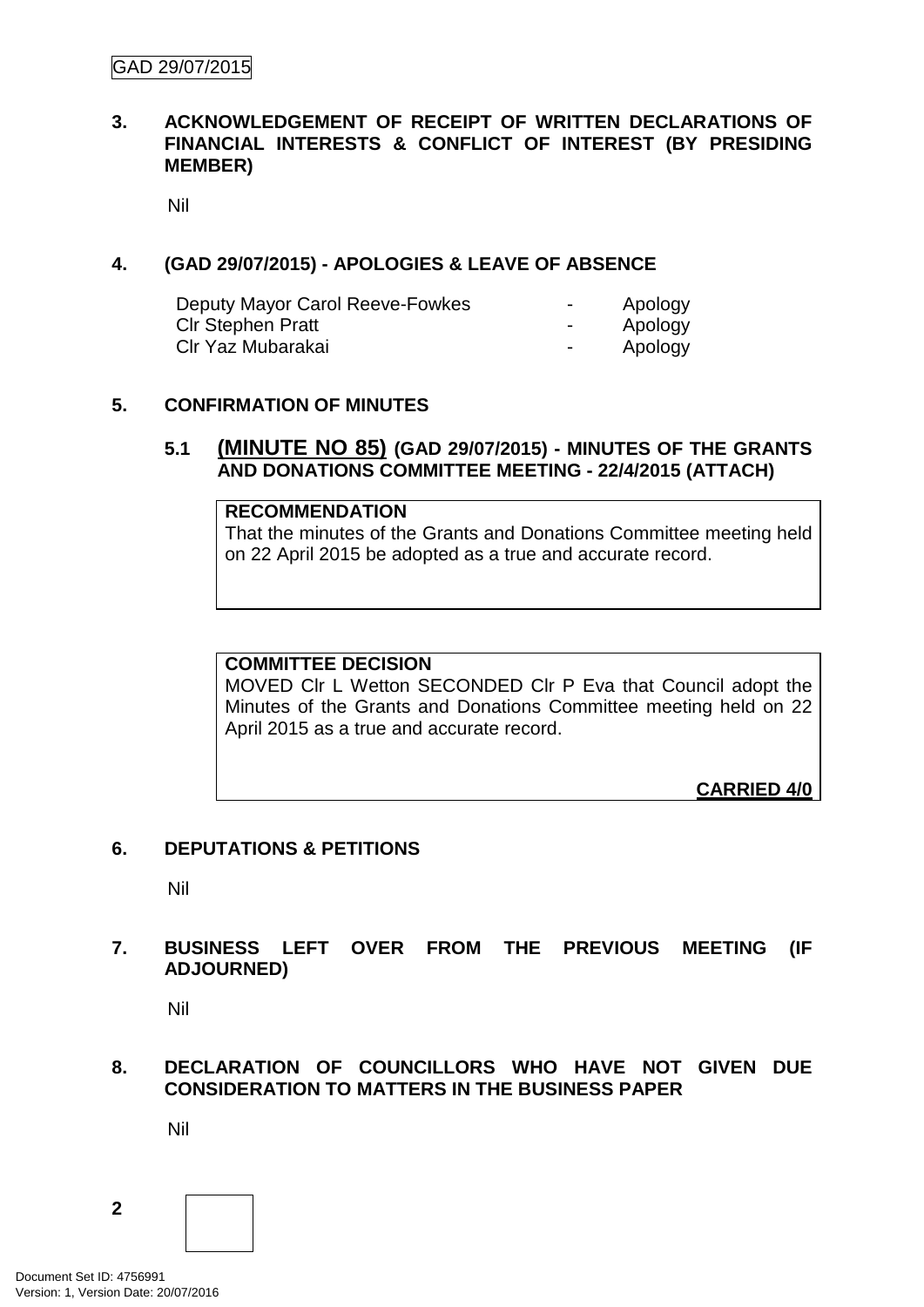**3. ACKNOWLEDGEMENT OF RECEIPT OF WRITTEN DECLARATIONS OF FINANCIAL INTERESTS & CONFLICT OF INTEREST (BY PRESIDING MEMBER)**

Nil

**4. (GAD 29/07/2015) - APOLOGIES & LEAVE OF ABSENCE**

| | | |
|---|---|---|
| Deputy Mayor Carol Reeve-Fowkes | - | Apology |
| Clr Stephen Pratt | - | Apology |
| Clr Yaz Mubarakai | - | Apology |

**5. CONFIRMATION OF MINUTES**

**5.1 (MINUTE NO 85) (GAD 29/07/2015) - MINUTES OF THE GRANTS AND DONATIONS COMMITTEE MEETING - 22/4/2015 (ATTACH)**

**RECOMMENDATION**

That the minutes of the Grants and Donations Committee meeting held on 22 April 2015 be adopted as a true and accurate record.

**COMMITTEE DECISION**

MOVED Clr L Wetton SECONDED Clr P Eva that Council adopt the Minutes of the Grants and Donations Committee meeting held on 22 April 2015 as a true and accurate record.

**CARRIED 4/0**

**6. DEPUTATIONS & PETITIONS**

Nil

**7. BUSINESS LEFT OVER FROM THE PREVIOUS MEETING (IF ADJOURNED)**

Nil

**8. DECLARATION OF COUNCILLORS WHO HAVE NOT GIVEN DUE CONSIDERATION TO MATTERS IN THE BUSINESS PAPER**

Nil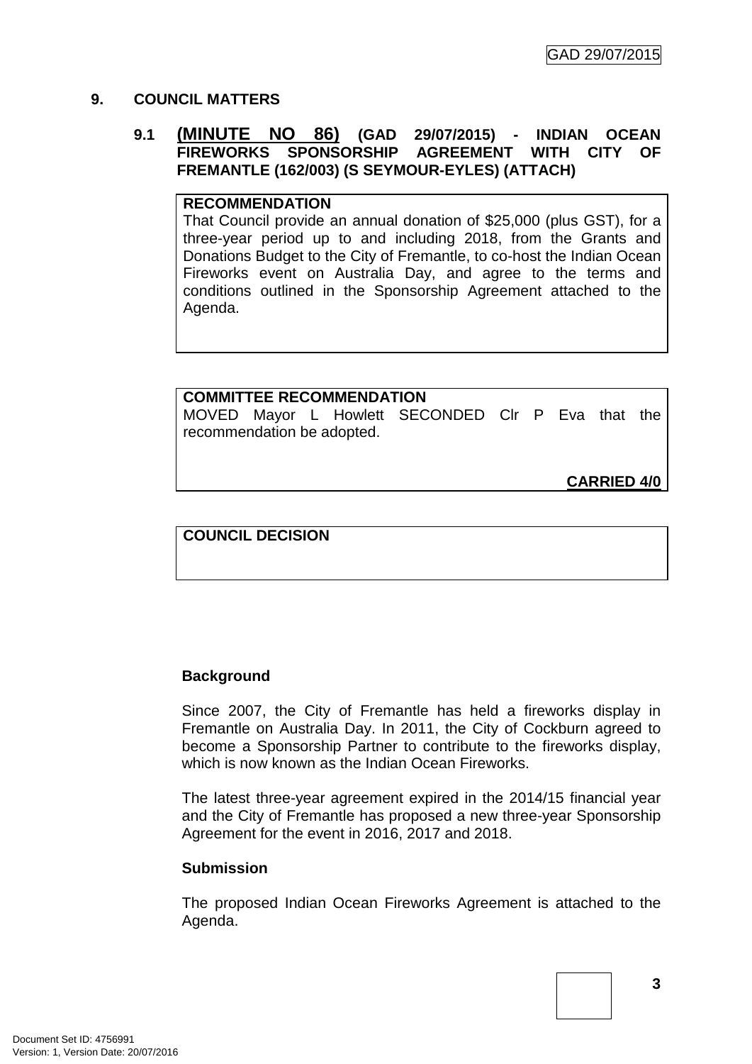## 9. COUNCIL MATTERS

### 9.1 (MINUTE NO 86) (GAD 29/07/2015) - INDIAN OCEAN FIREWORKS SPONSORSHIP AGREEMENT WITH CITY OF FREMANTLE (162/003) (S SEYMOUR-EYLES) (ATTACH)

**RECOMMENDATION**
That Council provide an annual donation of $25,000 (plus GST), for a three-year period up to and including 2018, from the Grants and Donations Budget to the City of Fremantle, to co-host the Indian Ocean Fireworks event on Australia Day, and agree to the terms and conditions outlined in the Sponsorship Agreement attached to the Agenda.

**COMMITTEE RECOMMENDATION**
MOVED Mayor L Howlett SECONDED Clr P Eva that the recommendation be adopted.

**CARRIED 4/0**

**COUNCIL DECISION**

**Background**

Since 2007, the City of Fremantle has held a fireworks display in Fremantle on Australia Day. In 2011, the City of Cockburn agreed to become a Sponsorship Partner to contribute to the fireworks display, which is now known as the Indian Ocean Fireworks.

The latest three-year agreement expired in the 2014/15 financial year and the City of Fremantle has proposed a new three-year Sponsorship Agreement for the event in 2016, 2017 and 2018.

**Submission**

The proposed Indian Ocean Fireworks Agreement is attached to the Agenda.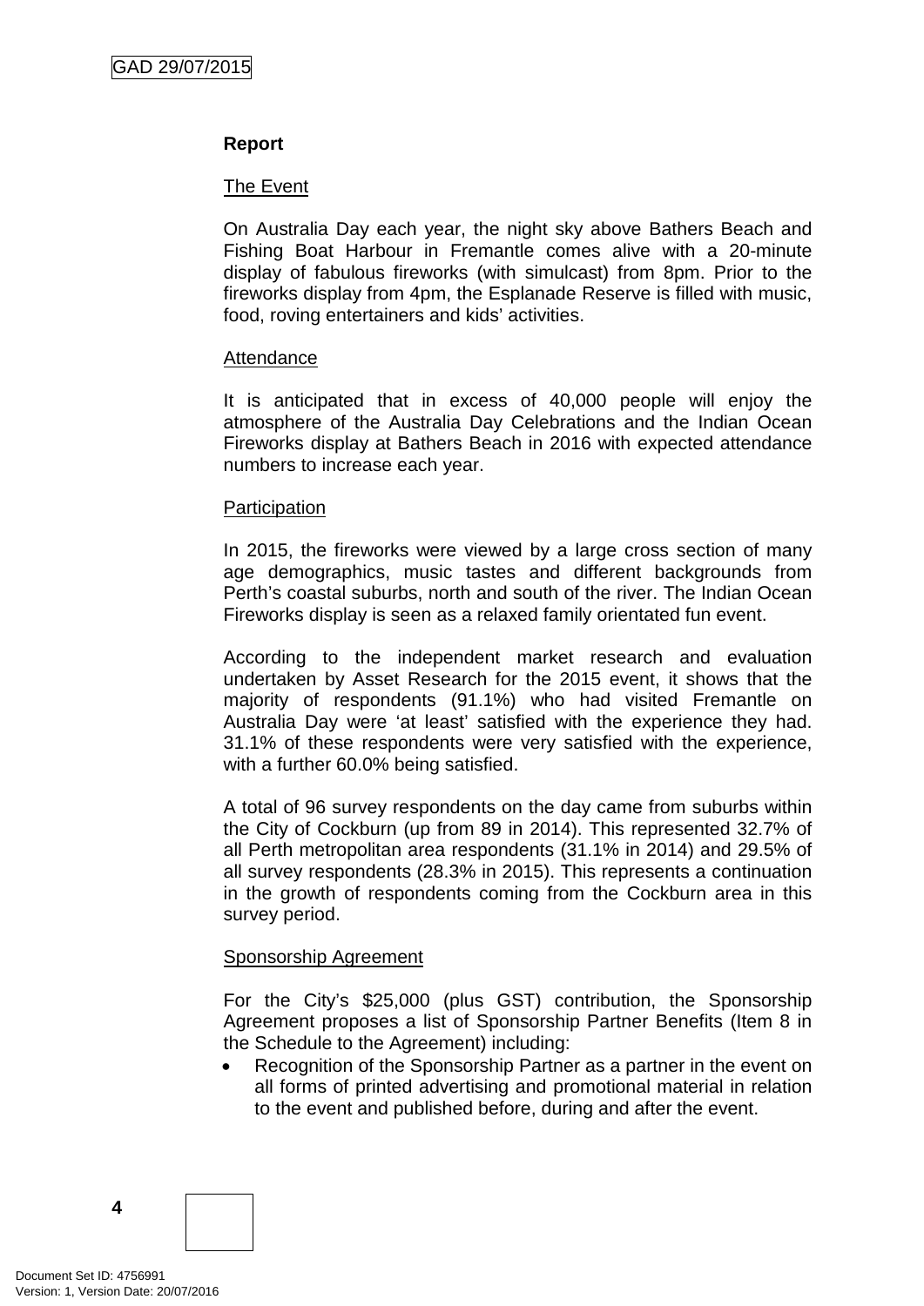## Report

The Event

On Australia Day each year, the night sky above Bathers Beach and Fishing Boat Harbour in Fremantle comes alive with a 20-minute display of fabulous fireworks (with simulcast) from 8pm. Prior to the fireworks display from 4pm, the Esplanade Reserve is filled with music, food, roving entertainers and kids' activities.

Attendance

It is anticipated that in excess of 40,000 people will enjoy the atmosphere of the Australia Day Celebrations and the Indian Ocean Fireworks display at Bathers Beach in 2016 with expected attendance numbers to increase each year.

Participation

In 2015, the fireworks were viewed by a large cross section of many age demographics, music tastes and different backgrounds from Perth's coastal suburbs, north and south of the river. The Indian Ocean Fireworks display is seen as a relaxed family orientated fun event.

According to the independent market research and evaluation undertaken by Asset Research for the 2015 event, it shows that the majority of respondents (91.1%) who had visited Fremantle on Australia Day were 'at least' satisfied with the experience they had. 31.1% of these respondents were very satisfied with the experience, with a further 60.0% being satisfied.

A total of 96 survey respondents on the day came from suburbs within the City of Cockburn (up from 89 in 2014). This represented 32.7% of all Perth metropolitan area respondents (31.1% in 2014) and 29.5% of all survey respondents (28.3% in 2015). This represents a continuation in the growth of respondents coming from the Cockburn area in this survey period.

Sponsorship Agreement

For the City's $25,000 (plus GST) contribution, the Sponsorship Agreement proposes a list of Sponsorship Partner Benefits (Item 8 in the Schedule to the Agreement) including:

- Recognition of the Sponsorship Partner as a partner in the event on all forms of printed advertising and promotional material in relation to the event and published before, during and after the event.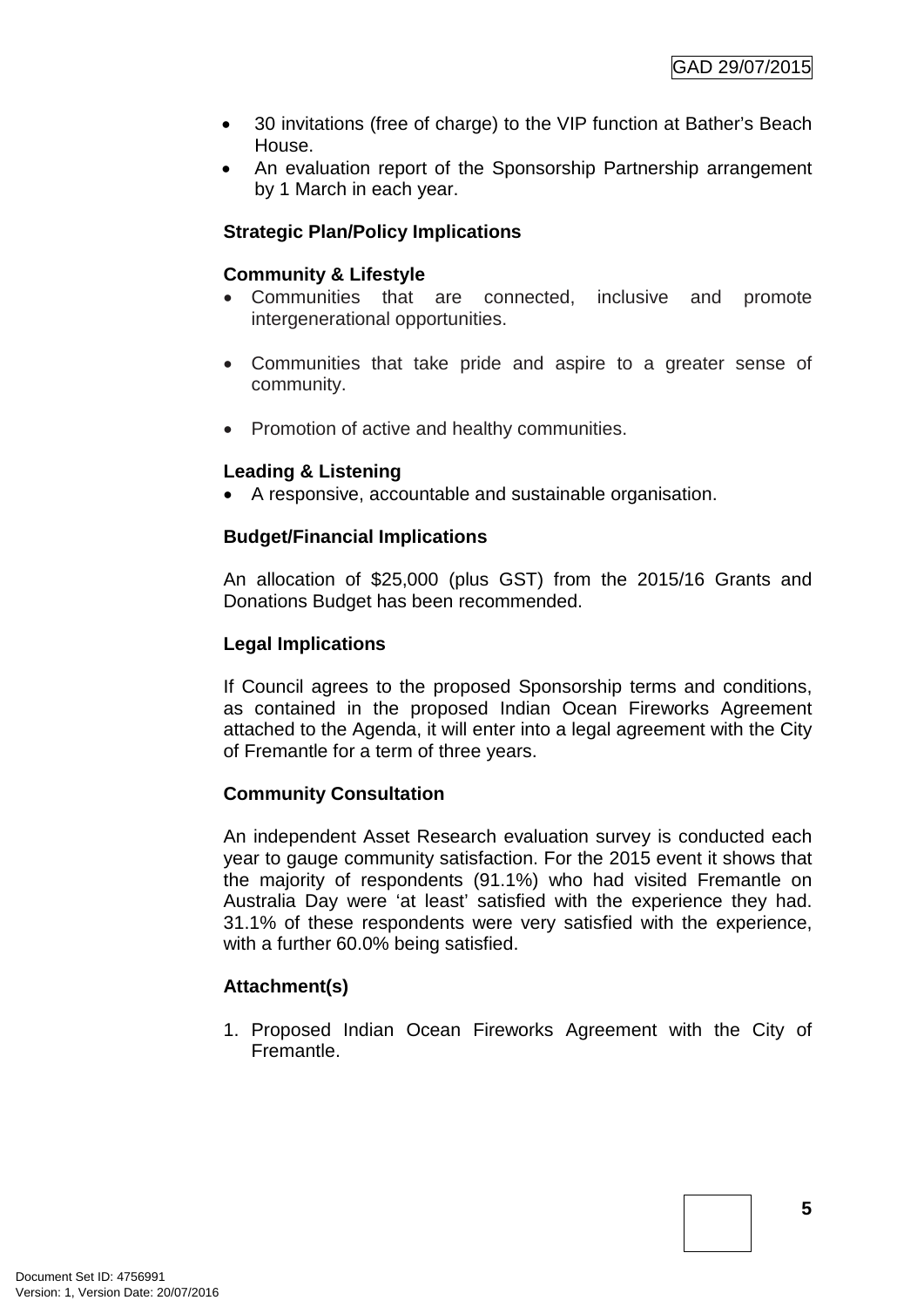- 30 invitations (free of charge) to the VIP function at Bather's Beach House.
- An evaluation report of the Sponsorship Partnership arrangement by 1 March in each year.

**Strategic Plan/Policy Implications**

**Community & Lifestyle**

- Communities that are connected, inclusive and promote intergenerational opportunities.
- Communities that take pride and aspire to a greater sense of community.
- Promotion of active and healthy communities.

**Leading & Listening**

- A responsive, accountable and sustainable organisation.

**Budget/Financial Implications**

An allocation of $25,000 (plus GST) from the 2015/16 Grants and Donations Budget has been recommended.

**Legal Implications**

If Council agrees to the proposed Sponsorship terms and conditions, as contained in the proposed Indian Ocean Fireworks Agreement attached to the Agenda, it will enter into a legal agreement with the City of Fremantle for a term of three years.

**Community Consultation**

An independent Asset Research evaluation survey is conducted each year to gauge community satisfaction. For the 2015 event it shows that the majority of respondents (91.1%) who had visited Fremantle on Australia Day were 'at least' satisfied with the experience they had. 31.1% of these respondents were very satisfied with the experience, with a further 60.0% being satisfied.

**Attachment(s)**

1. Proposed Indian Ocean Fireworks Agreement with the City of Fremantle.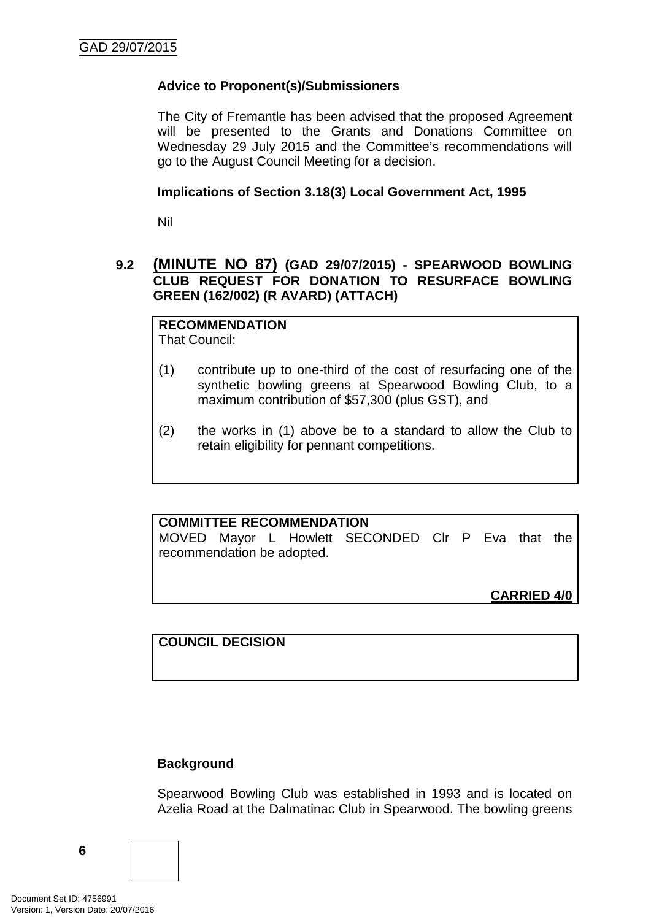**Advice to Proponent(s)/Submissioners**

The City of Fremantle has been advised that the proposed Agreement will be presented to the Grants and Donations Committee on Wednesday 29 July 2015 and the Committee's recommendations will go to the August Council Meeting for a decision.

**Implications of Section 3.18(3) Local Government Act, 1995**

Nil

### 9.2 (MINUTE NO 87) (GAD 29/07/2015) - SPEARWOOD BOWLING CLUB REQUEST FOR DONATION TO RESURFACE BOWLING GREEN (162/002) (R AVARD) (ATTACH)

**RECOMMENDATION**
That Council:

(1) contribute up to one-third of the cost of resurfacing one of the synthetic bowling greens at Spearwood Bowling Club, to a maximum contribution of $57,300 (plus GST), and

(2) the works in (1) above be to a standard to allow the Club to retain eligibility for pennant competitions.

**COMMITTEE RECOMMENDATION**
MOVED Mayor L Howlett SECONDED Clr P Eva that the recommendation be adopted.

**CARRIED 4/0**

**COUNCIL DECISION**

**Background**

Spearwood Bowling Club was established in 1993 and is located on Azelia Road at the Dalmatinac Club in Spearwood. The bowling greens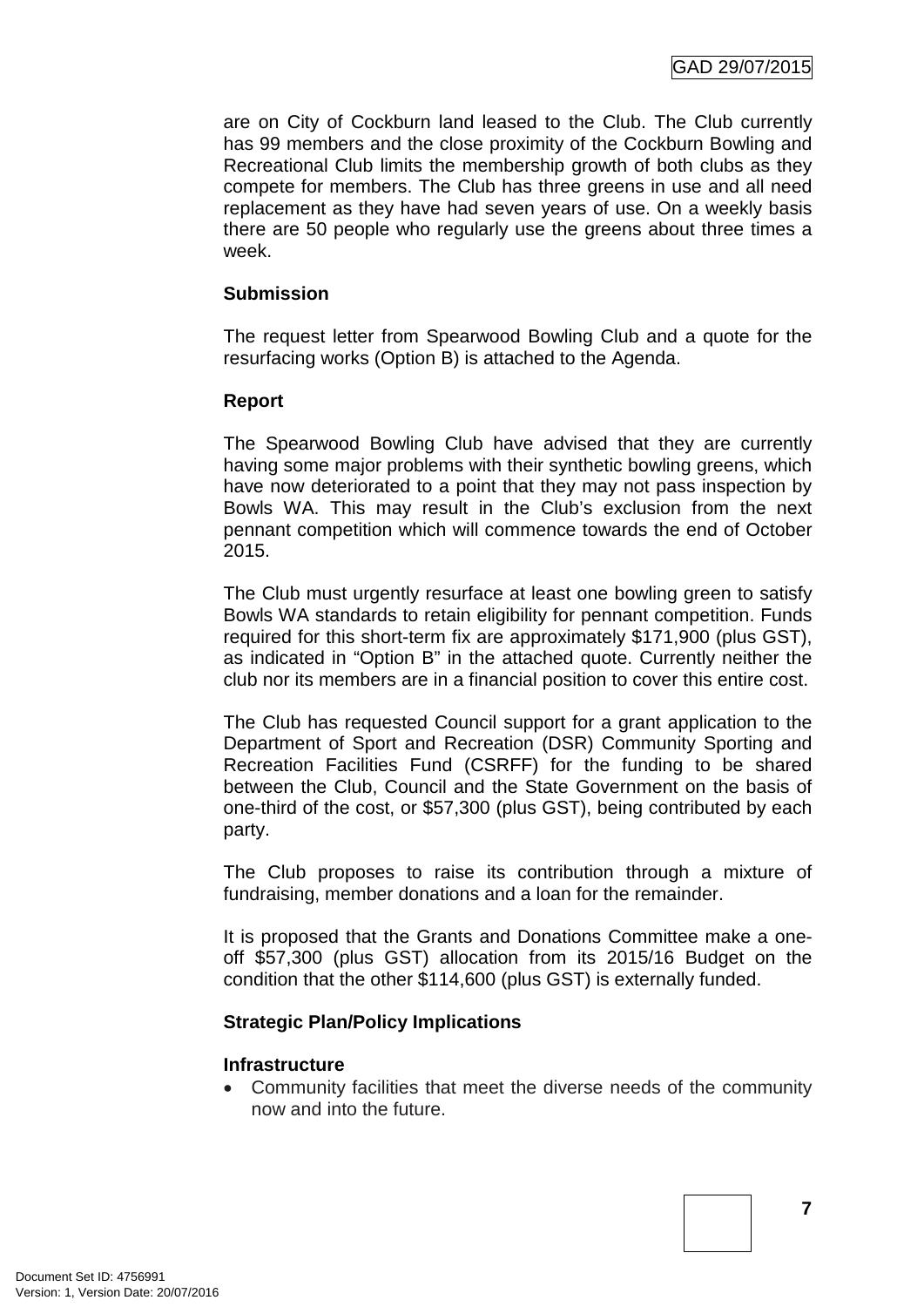are on City of Cockburn land leased to the Club. The Club currently has 99 members and the close proximity of the Cockburn Bowling and Recreational Club limits the membership growth of both clubs as they compete for members. The Club has three greens in use and all need replacement as they have had seven years of use. On a weekly basis there are 50 people who regularly use the greens about three times a week.

**Submission**

The request letter from Spearwood Bowling Club and a quote for the resurfacing works (Option B) is attached to the Agenda.

**Report**

The Spearwood Bowling Club have advised that they are currently having some major problems with their synthetic bowling greens, which have now deteriorated to a point that they may not pass inspection by Bowls WA. This may result in the Club's exclusion from the next pennant competition which will commence towards the end of October 2015.

The Club must urgently resurface at least one bowling green to satisfy Bowls WA standards to retain eligibility for pennant competition. Funds required for this short-term fix are approximately $171,900 (plus GST), as indicated in "Option B" in the attached quote. Currently neither the club nor its members are in a financial position to cover this entire cost.

The Club has requested Council support for a grant application to the Department of Sport and Recreation (DSR) Community Sporting and Recreation Facilities Fund (CSRFF) for the funding to be shared between the Club, Council and the State Government on the basis of one-third of the cost, or $57,300 (plus GST), being contributed by each party.

The Club proposes to raise its contribution through a mixture of fundraising, member donations and a loan for the remainder.

It is proposed that the Grants and Donations Committee make a one-off $57,300 (plus GST) allocation from its 2015/16 Budget on the condition that the other $114,600 (plus GST) is externally funded.

**Strategic Plan/Policy Implications**

**Infrastructure**

- Community facilities that meet the diverse needs of the community now and into the future.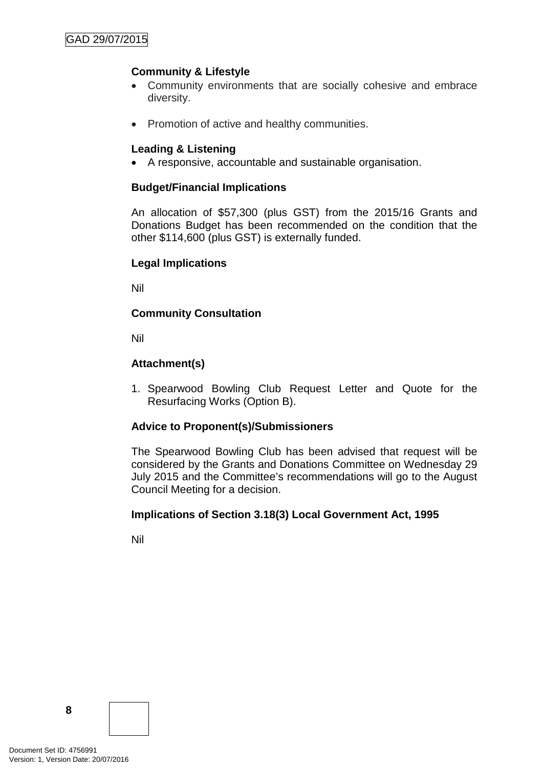**Community & Lifestyle**

- Community environments that are socially cohesive and embrace diversity.

- Promotion of active and healthy communities.

**Leading & Listening**

- A responsive, accountable and sustainable organisation.

**Budget/Financial Implications**

An allocation of $57,300 (plus GST) from the 2015/16 Grants and Donations Budget has been recommended on the condition that the other $114,600 (plus GST) is externally funded.

**Legal Implications**

Nil

**Community Consultation**

Nil

**Attachment(s)**

1. Spearwood Bowling Club Request Letter and Quote for the Resurfacing Works (Option B).

**Advice to Proponent(s)/Submissioners**

The Spearwood Bowling Club has been advised that request will be considered by the Grants and Donations Committee on Wednesday 29 July 2015 and the Committee's recommendations will go to the August Council Meeting for a decision.

**Implications of Section 3.18(3) Local Government Act, 1995**

Nil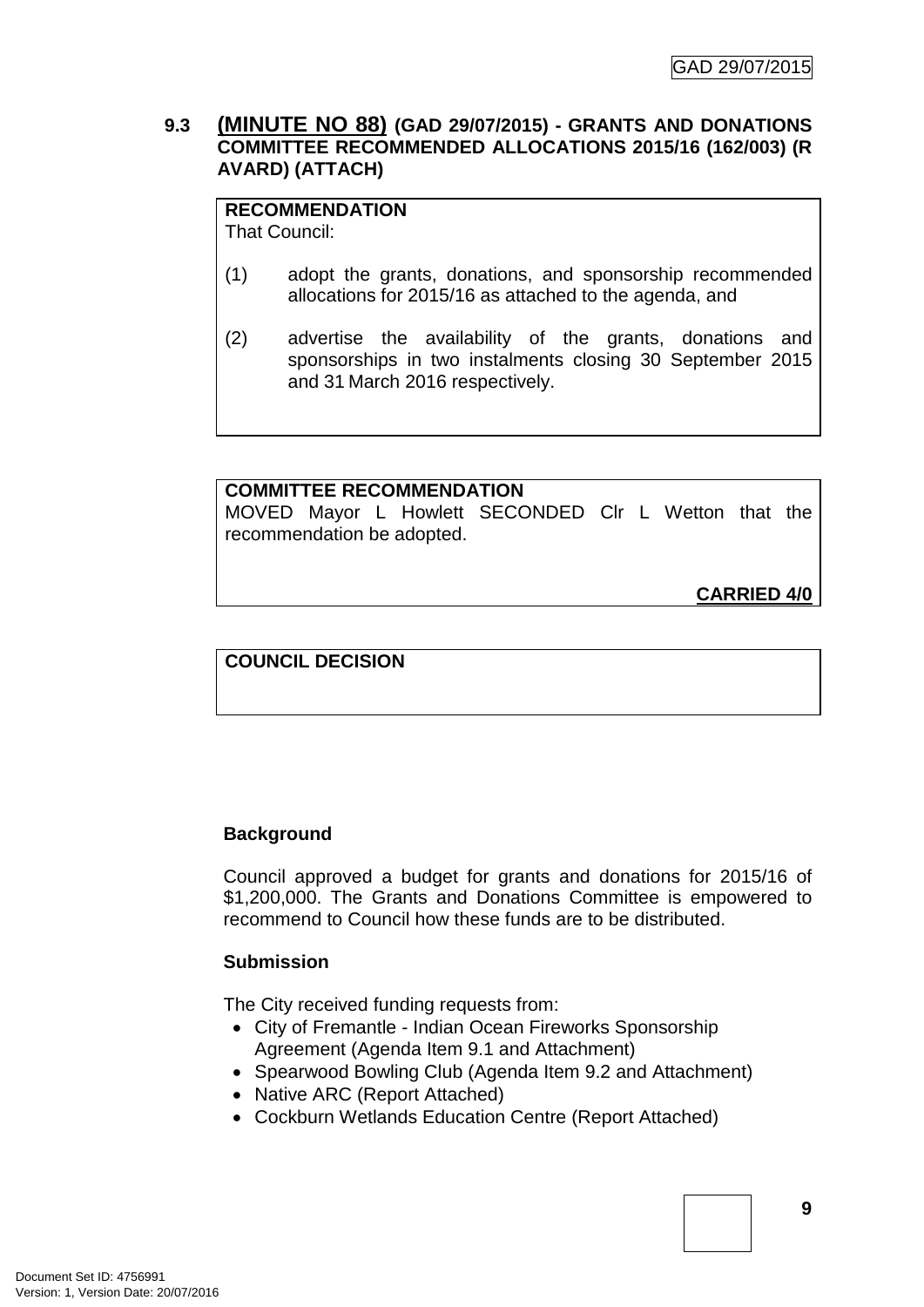### 9.3 (MINUTE NO 88) (GAD 29/07/2015) - GRANTS AND DONATIONS COMMITTEE RECOMMENDED ALLOCATIONS 2015/16 (162/003) (R AVARD) (ATTACH)

**RECOMMENDATION**
That Council:

(1) adopt the grants, donations, and sponsorship recommended allocations for 2015/16 as attached to the agenda, and

(2) advertise the availability of the grants, donations and sponsorships in two instalments closing 30 September 2015 and 31 March 2016 respectively.

**COMMITTEE RECOMMENDATION**
MOVED Mayor L Howlett SECONDED Clr L Wetton that the recommendation be adopted.

**CARRIED 4/0**

**COUNCIL DECISION**

**Background**

Council approved a budget for grants and donations for 2015/16 of $1,200,000. The Grants and Donations Committee is empowered to recommend to Council how these funds are to be distributed.

**Submission**

The City received funding requests from:

- City of Fremantle - Indian Ocean Fireworks Sponsorship Agreement (Agenda Item 9.1 and Attachment)
- Spearwood Bowling Club (Agenda Item 9.2 and Attachment)
- Native ARC (Report Attached)
- Cockburn Wetlands Education Centre (Report Attached)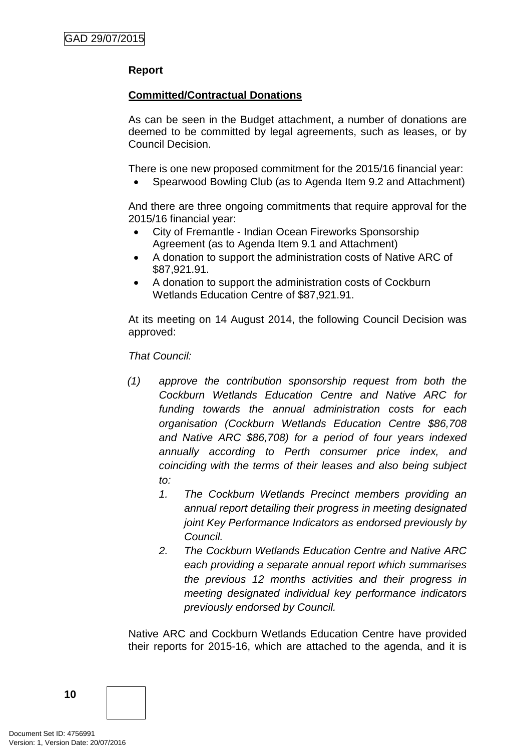**Report**

**<u>Committed/Contractual Donations</u>**

As can be seen in the Budget attachment, a number of donations are deemed to be committed by legal agreements, such as leases, or by Council Decision.

There is one new proposed commitment for the 2015/16 financial year:

- Spearwood Bowling Club (as to Agenda Item 9.2 and Attachment)

And there are three ongoing commitments that require approval for the 2015/16 financial year:

- City of Fremantle - Indian Ocean Fireworks Sponsorship Agreement (as to Agenda Item 9.1 and Attachment)
- A donation to support the administration costs of Native ARC of \$87,921.91.
- A donation to support the administration costs of Cockburn Wetlands Education Centre of \$87,921.91.

At its meeting on 14 August 2014, the following Council Decision was approved:

*That Council:*

*(1) approve the contribution sponsorship request from both the Cockburn Wetlands Education Centre and Native ARC for funding towards the annual administration costs for each organisation (Cockburn Wetlands Education Centre \$86,708 and Native ARC \$86,708) for a period of four years indexed annually according to Perth consumer price index, and coinciding with the terms of their leases and also being subject to:*

1. *The Cockburn Wetlands Precinct members providing an annual report detailing their progress in meeting designated joint Key Performance Indicators as endorsed previously by Council.*
2. *The Cockburn Wetlands Education Centre and Native ARC each providing a separate annual report which summarises the previous 12 months activities and their progress in meeting designated individual key performance indicators previously endorsed by Council.*

Native ARC and Cockburn Wetlands Education Centre have provided their reports for 2015-16, which are attached to the agenda, and it is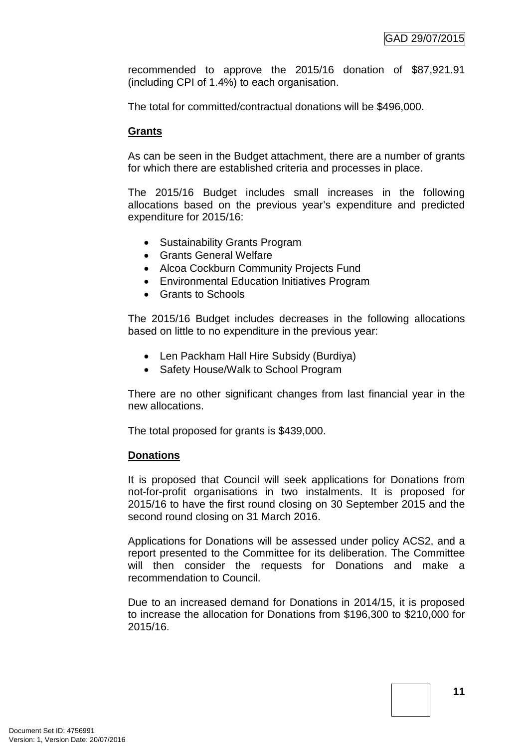recommended to approve the 2015/16 donation of $87,921.91 (including CPI of 1.4%) to each organisation.

The total for committed/contractual donations will be $496,000.

**Grants**

As can be seen in the Budget attachment, there are a number of grants for which there are established criteria and processes in place.

The 2015/16 Budget includes small increases in the following allocations based on the previous year's expenditure and predicted expenditure for 2015/16:

- Sustainability Grants Program
- Grants General Welfare
- Alcoa Cockburn Community Projects Fund
- Environmental Education Initiatives Program
- Grants to Schools

The 2015/16 Budget includes decreases in the following allocations based on little to no expenditure in the previous year:

- Len Packham Hall Hire Subsidy (Burdiya)
- Safety House/Walk to School Program

There are no other significant changes from last financial year in the new allocations.

The total proposed for grants is $439,000.

**Donations**

It is proposed that Council will seek applications for Donations from not-for-profit organisations in two instalments. It is proposed for 2015/16 to have the first round closing on 30 September 2015 and the second round closing on 31 March 2016.

Applications for Donations will be assessed under policy ACS2, and a report presented to the Committee for its deliberation. The Committee will then consider the requests for Donations and make a recommendation to Council.

Due to an increased demand for Donations in 2014/15, it is proposed to increase the allocation for Donations from $196,300 to $210,000 for 2015/16.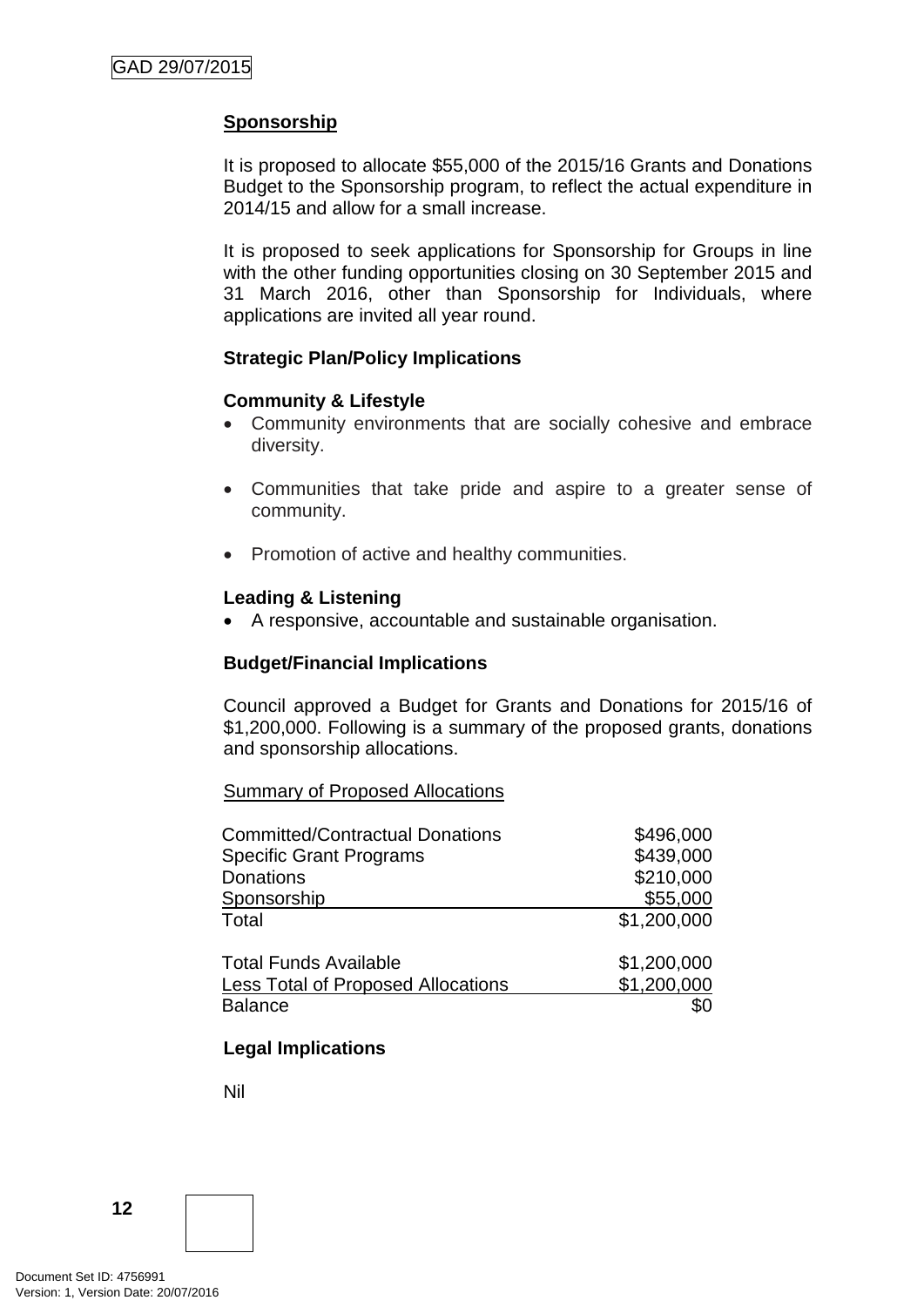## Sponsorship

It is proposed to allocate $55,000 of the 2015/16 Grants and Donations Budget to the Sponsorship program, to reflect the actual expenditure in 2014/15 and allow for a small increase.

It is proposed to seek applications for Sponsorship for Groups in line with the other funding opportunities closing on 30 September 2015 and 31 March 2016, other than Sponsorship for Individuals, where applications are invited all year round.

### Strategic Plan/Policy Implications

**Community & Lifestyle**

- Community environments that are socially cohesive and embrace diversity.
- Communities that take pride and aspire to a greater sense of community.
- Promotion of active and healthy communities.

**Leading & Listening**

- A responsive, accountable and sustainable organisation.

### Budget/Financial Implications

Council approved a Budget for Grants and Donations for 2015/16 of $1,200,000. Following is a summary of the proposed grants, donations and sponsorship allocations.

Summary of Proposed Allocations

| | |
|---|---|
| Committed/Contractual Donations | $496,000 |
| Specific Grant Programs | $439,000 |
| Donations | $210,000 |
| Sponsorship | $55,000 |
| Total | $1,200,000 |
| | |
| Total Funds Available | $1,200,000 |
| Less Total of Proposed Allocations | $1,200,000 |
| Balance | $0 |

### Legal Implications

Nil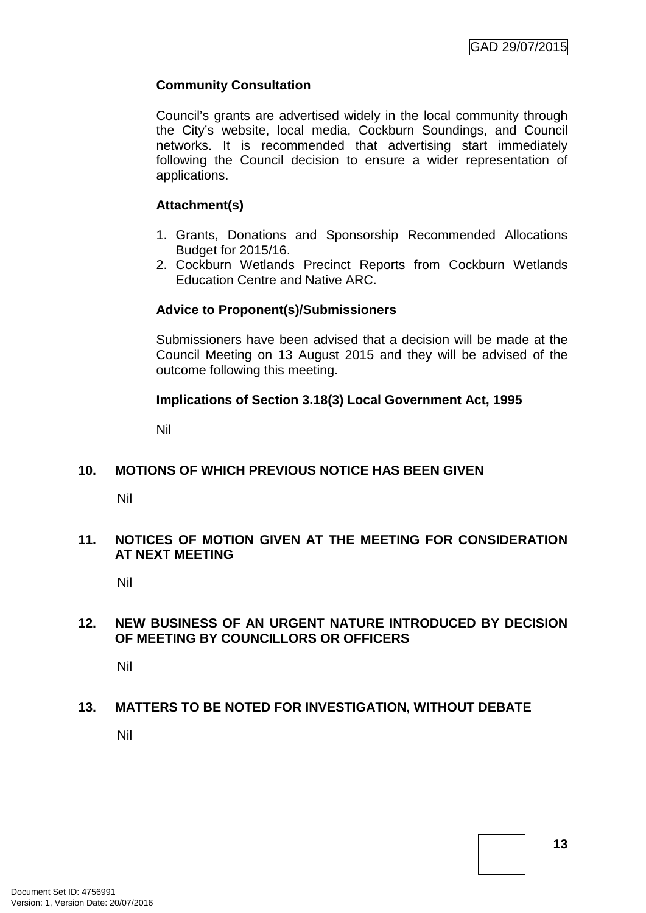**Community Consultation**

Council's grants are advertised widely in the local community through the City's website, local media, Cockburn Soundings, and Council networks. It is recommended that advertising start immediately following the Council decision to ensure a wider representation of applications.

**Attachment(s)**

1. Grants, Donations and Sponsorship Recommended Allocations Budget for 2015/16.
2. Cockburn Wetlands Precinct Reports from Cockburn Wetlands Education Centre and Native ARC.

**Advice to Proponent(s)/Submissioners**

Submissioners have been advised that a decision will be made at the Council Meeting on 13 August 2015 and they will be advised of the outcome following this meeting.

**Implications of Section 3.18(3) Local Government Act, 1995**

Nil

## 10. MOTIONS OF WHICH PREVIOUS NOTICE HAS BEEN GIVEN

Nil

## 11. NOTICES OF MOTION GIVEN AT THE MEETING FOR CONSIDERATION AT NEXT MEETING

Nil

## 12. NEW BUSINESS OF AN URGENT NATURE INTRODUCED BY DECISION OF MEETING BY COUNCILLORS OR OFFICERS

Nil

## 13. MATTERS TO BE NOTED FOR INVESTIGATION, WITHOUT DEBATE

Nil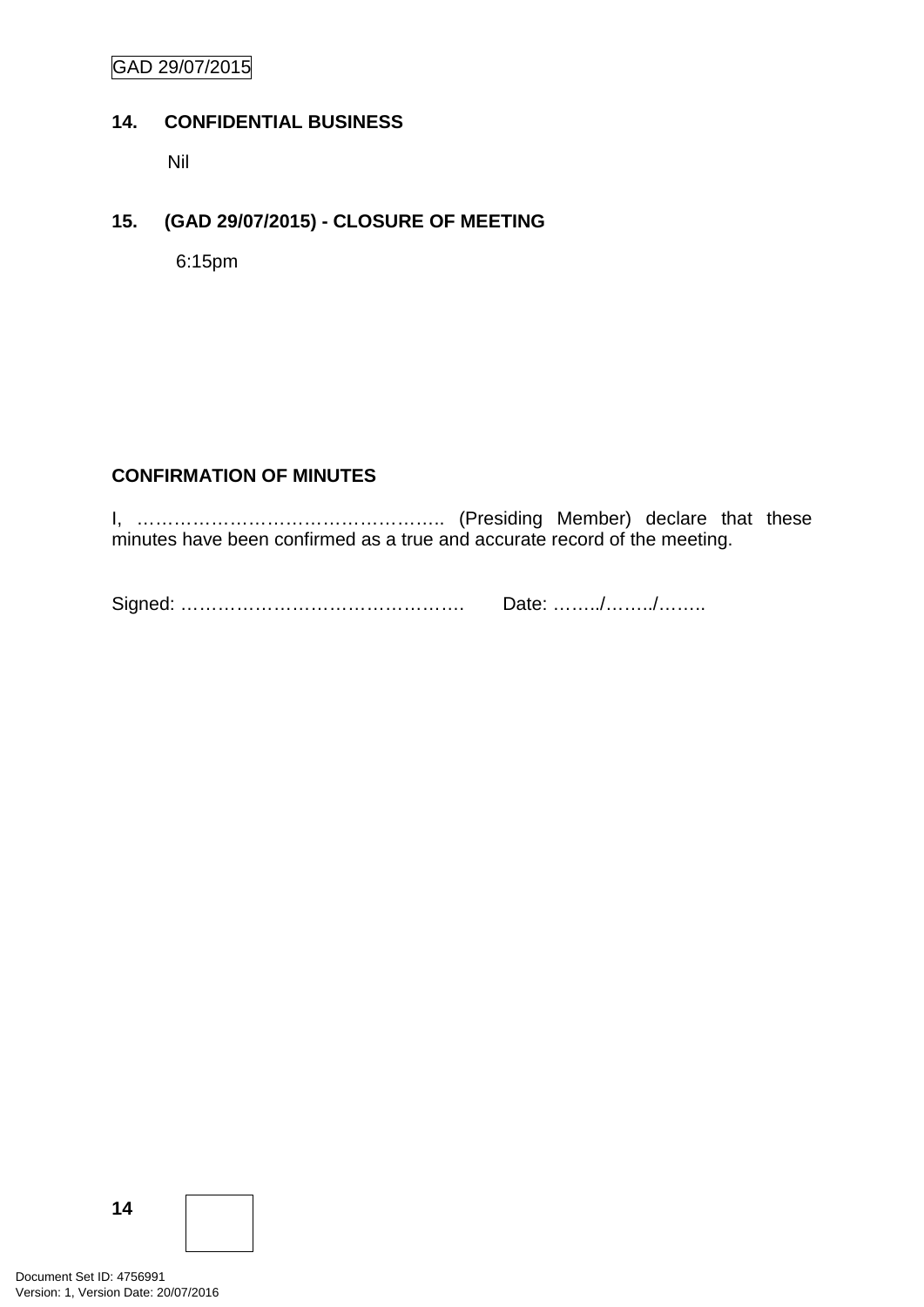## 14. CONFIDENTIAL BUSINESS

Nil

## 15. (GAD 29/07/2015) - CLOSURE OF MEETING

6:15pm

**CONFIRMATION OF MINUTES**

I, ………………………………………….. (Presiding Member) declare that these minutes have been confirmed as a true and accurate record of the meeting.

Signed: ………………………………………. Date: ……../……../……..